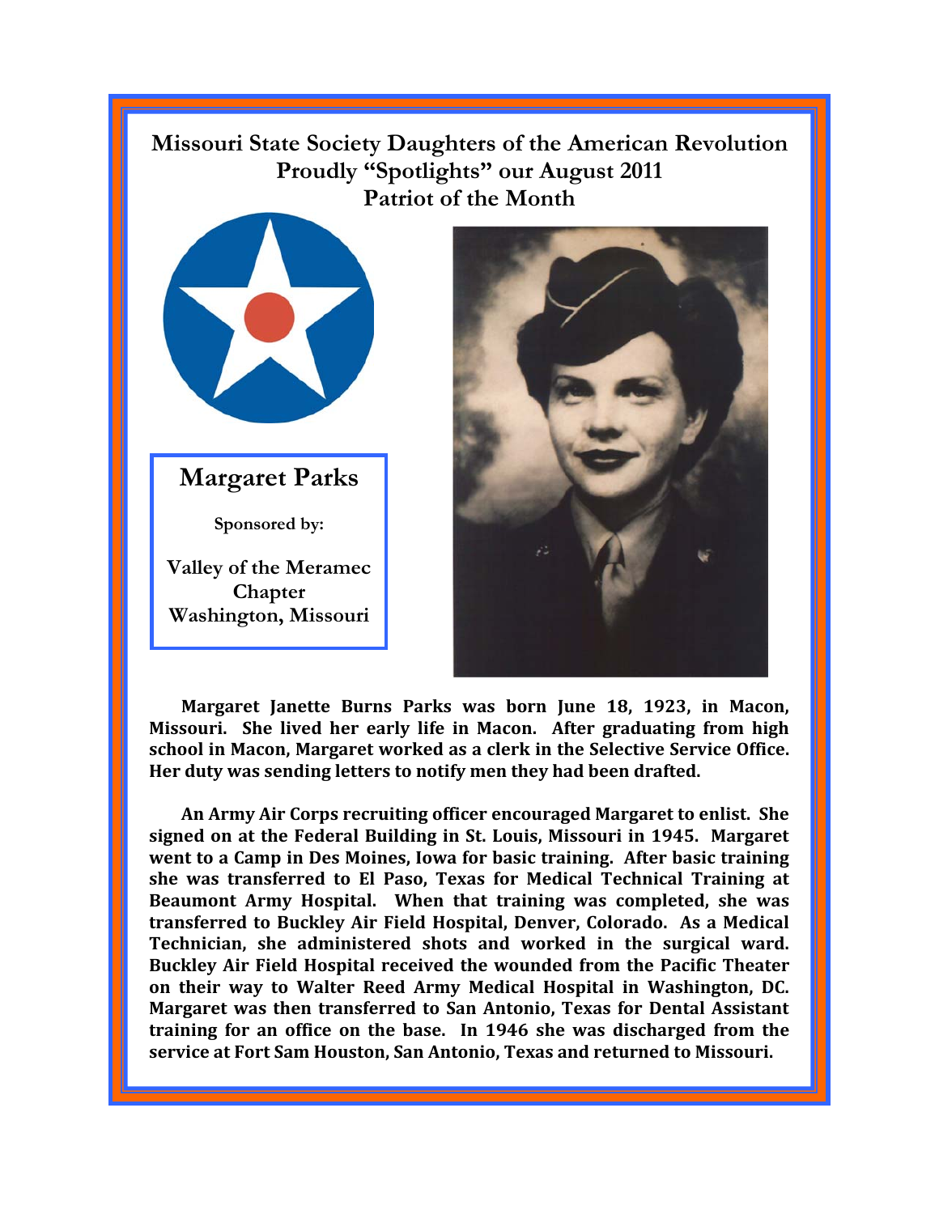# Missouri State Society Daughters of the American Revolution
## Proudly "Spotlights" our August 2011
## Patriot of the Month

### Margaret Parks

Sponsored by:

**Valley of the Meramec Chapter**
**Washington, Missouri**

**Margaret Janette Burns Parks was born June 18, 1923, in Macon, Missouri. She lived her early life in Macon. After graduating from high school in Macon, Margaret worked as a clerk in the Selective Service Office. Her duty was sending letters to notify men they had been drafted.**

**An Army Air Corps recruiting officer encouraged Margaret to enlist. She signed on at the Federal Building in St. Louis, Missouri in 1945. Margaret went to a Camp in Des Moines, Iowa for basic training. After basic training she was transferred to El Paso, Texas for Medical Technical Training at Beaumont Army Hospital. When that training was completed, she was transferred to Buckley Air Field Hospital, Denver, Colorado. As a Medical Technician, she administered shots and worked in the surgical ward. Buckley Air Field Hospital received the wounded from the Pacific Theater on their way to Walter Reed Army Medical Hospital in Washington, DC. Margaret was then transferred to San Antonio, Texas for Dental Assistant training for an office on the base. In 1946 she was discharged from the service at Fort Sam Houston, San Antonio, Texas and returned to Missouri.**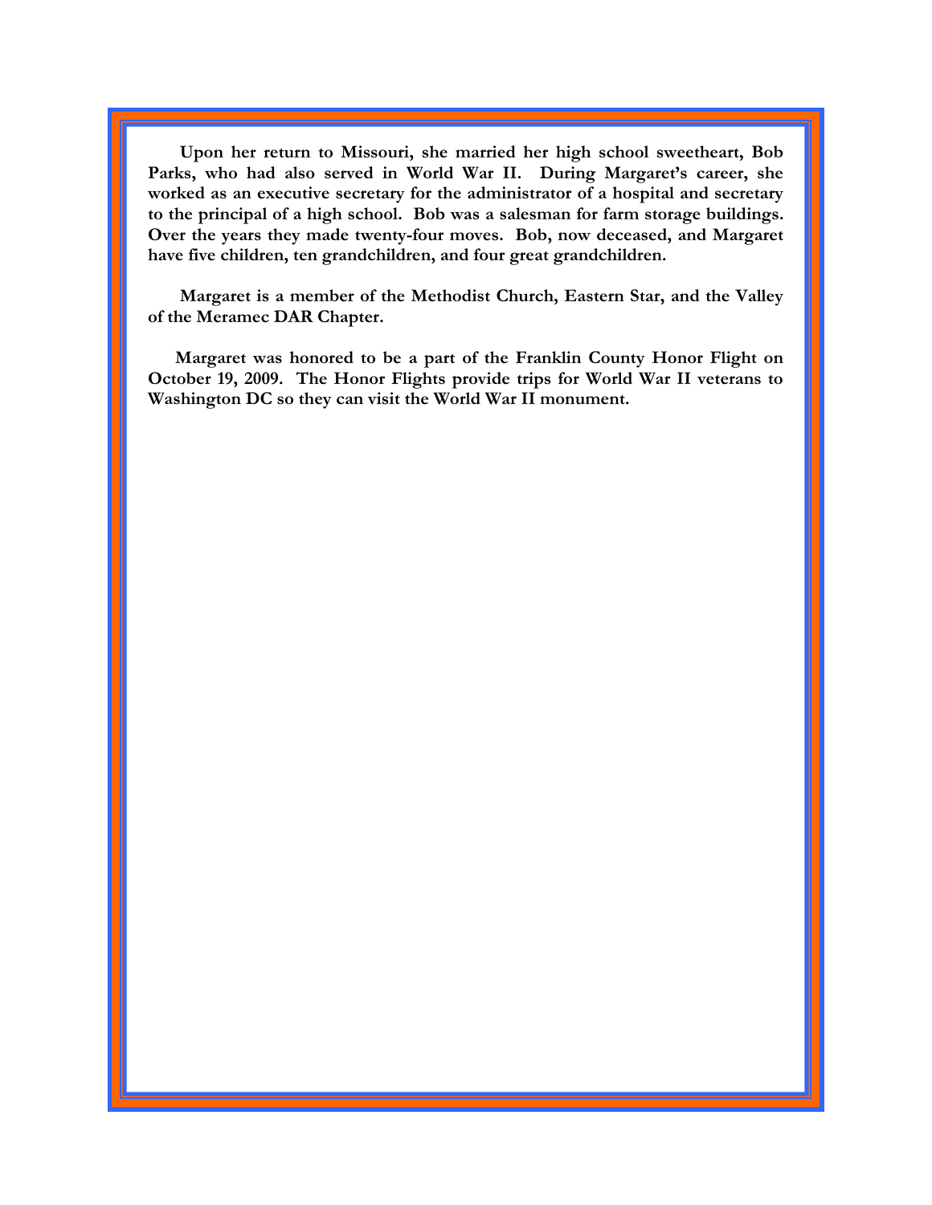**Upon her return to Missouri, she married her high school sweetheart, Bob Parks, who had also served in World War II. During Margaret's career, she worked as an executive secretary for the administrator of a hospital and secretary to the principal of a high school. Bob was a salesman for farm storage buildings. Over the years they made twenty-four moves. Bob, now deceased, and Margaret have five children, ten grandchildren, and four great grandchildren.**

**Margaret is a member of the Methodist Church, Eastern Star, and the Valley of the Meramec DAR Chapter.**

**Margaret was honored to be a part of the Franklin County Honor Flight on October 19, 2009. The Honor Flights provide trips for World War II veterans to Washington DC so they can visit the World War II monument.**